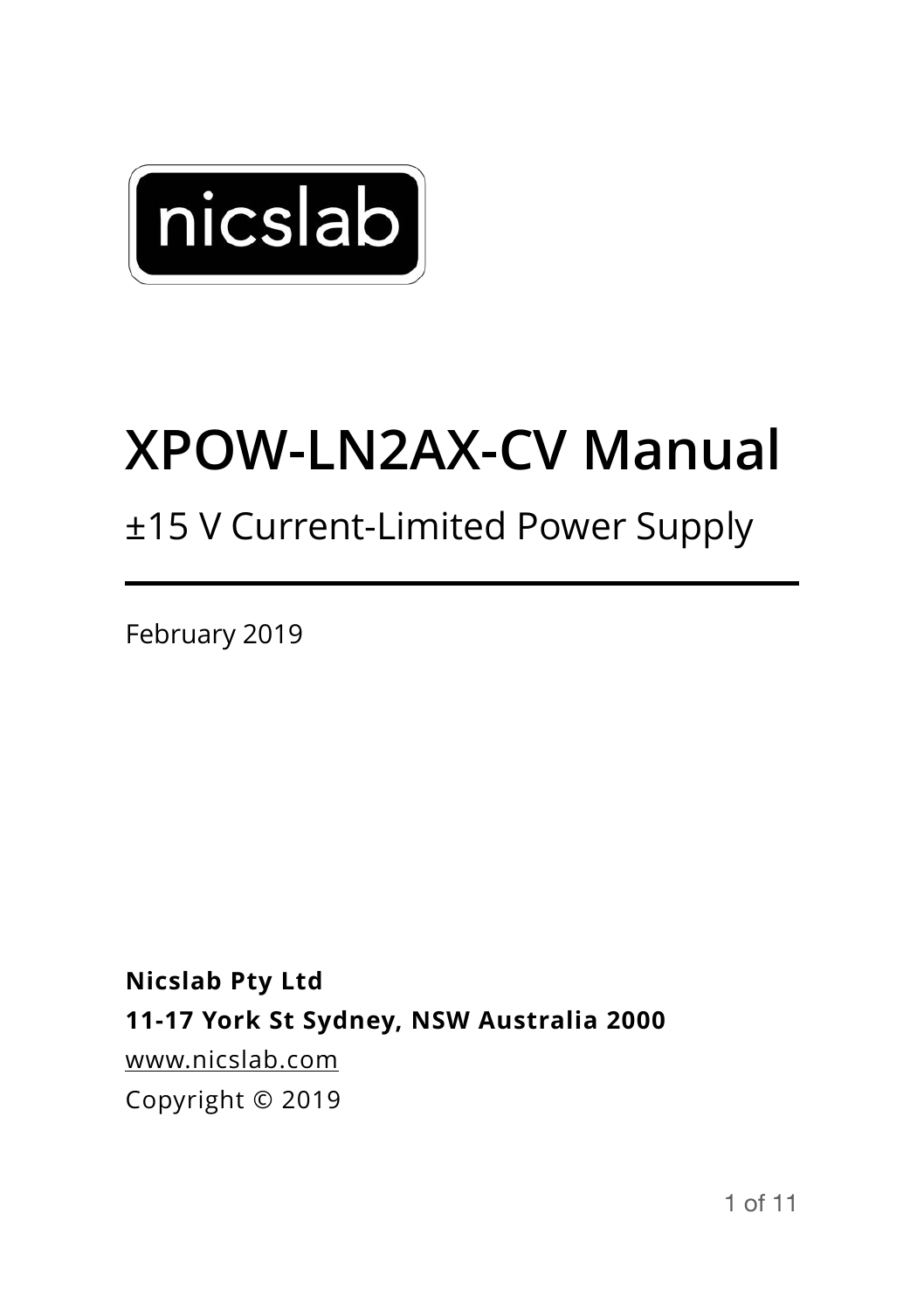nicslab

# XPOW-LN2AX-CV Manual

±15 V Current-Limited Power Supply

---

February 2019

**Nicslab Pty Ltd**
**11-17 York St Sydney, NSW Australia 2000**
www.nicslab.com
Copyright © 2019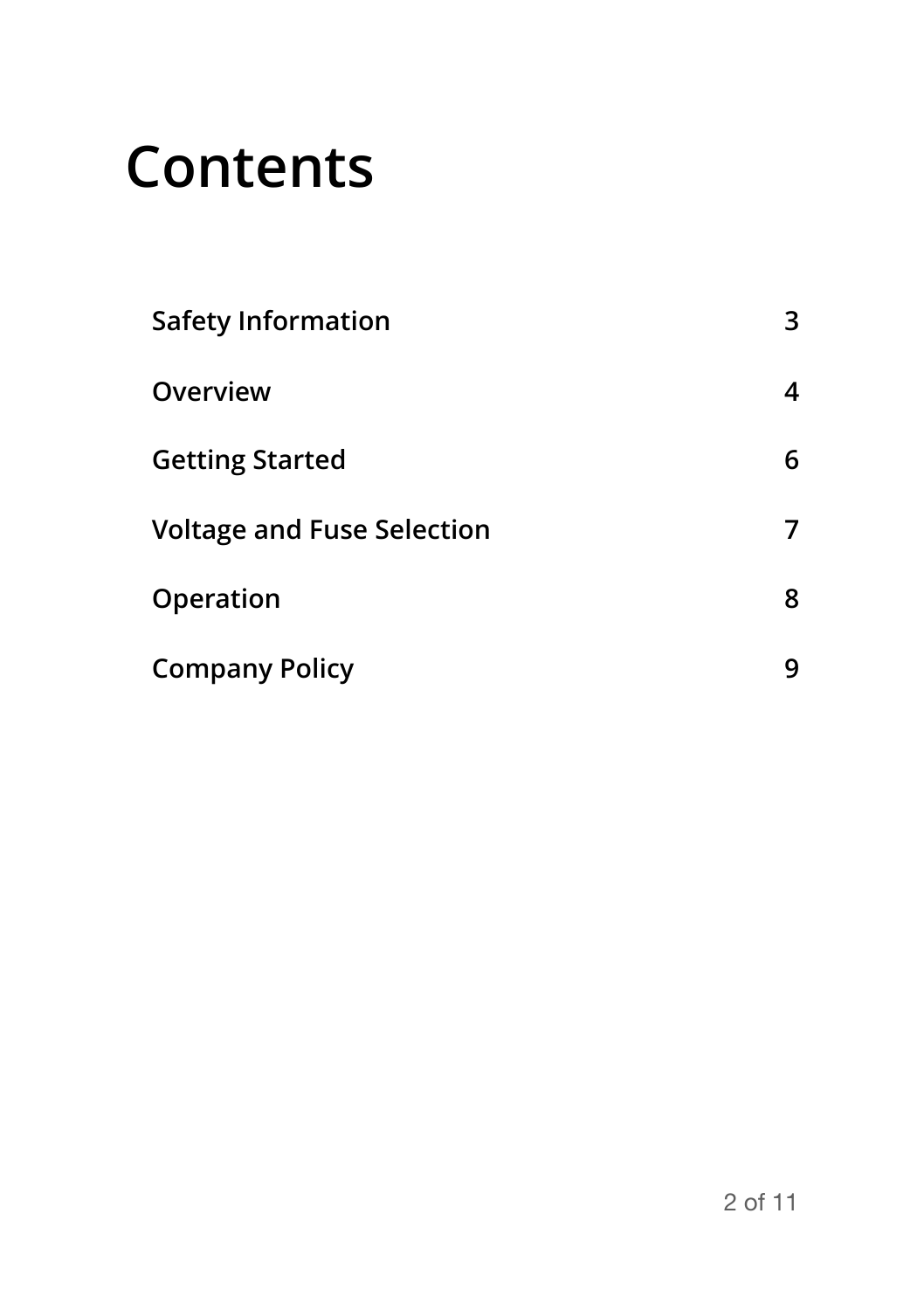# Contents

| | |
|---|---|
| Safety Information | 3 |
| Overview | 4 |
| Getting Started | 6 |
| Voltage and Fuse Selection | 7 |
| Operation | 8 |
| Company Policy | 9 |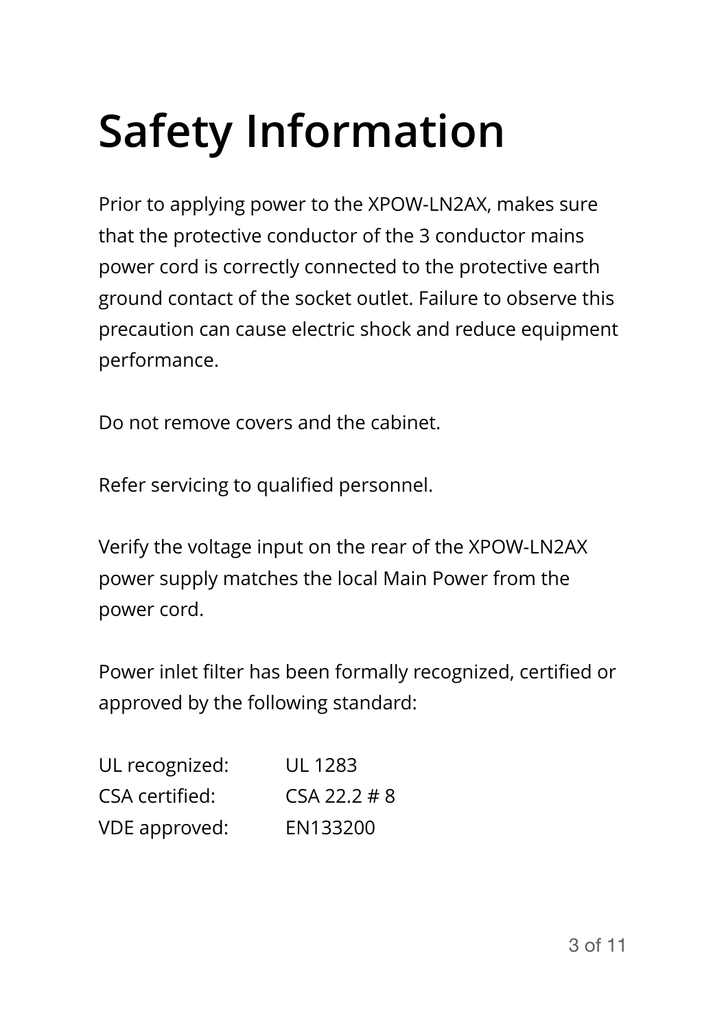# Safety Information

Prior to applying power to the XPOW-LN2AX, makes sure that the protective conductor of the 3 conductor mains power cord is correctly connected to the protective earth ground contact of the socket outlet. Failure to observe this precaution can cause electric shock and reduce equipment performance.

Do not remove covers and the cabinet.

Refer servicing to qualified personnel.

Verify the voltage input on the rear of the XPOW-LN2AX power supply matches the local Main Power from the power cord.

Power inlet filter has been formally recognized, certified or approved by the following standard:

| | |
|---|---|
| UL recognized: | UL 1283 |
| CSA certified: | CSA 22.2 # 8 |
| VDE approved: | EN133200 |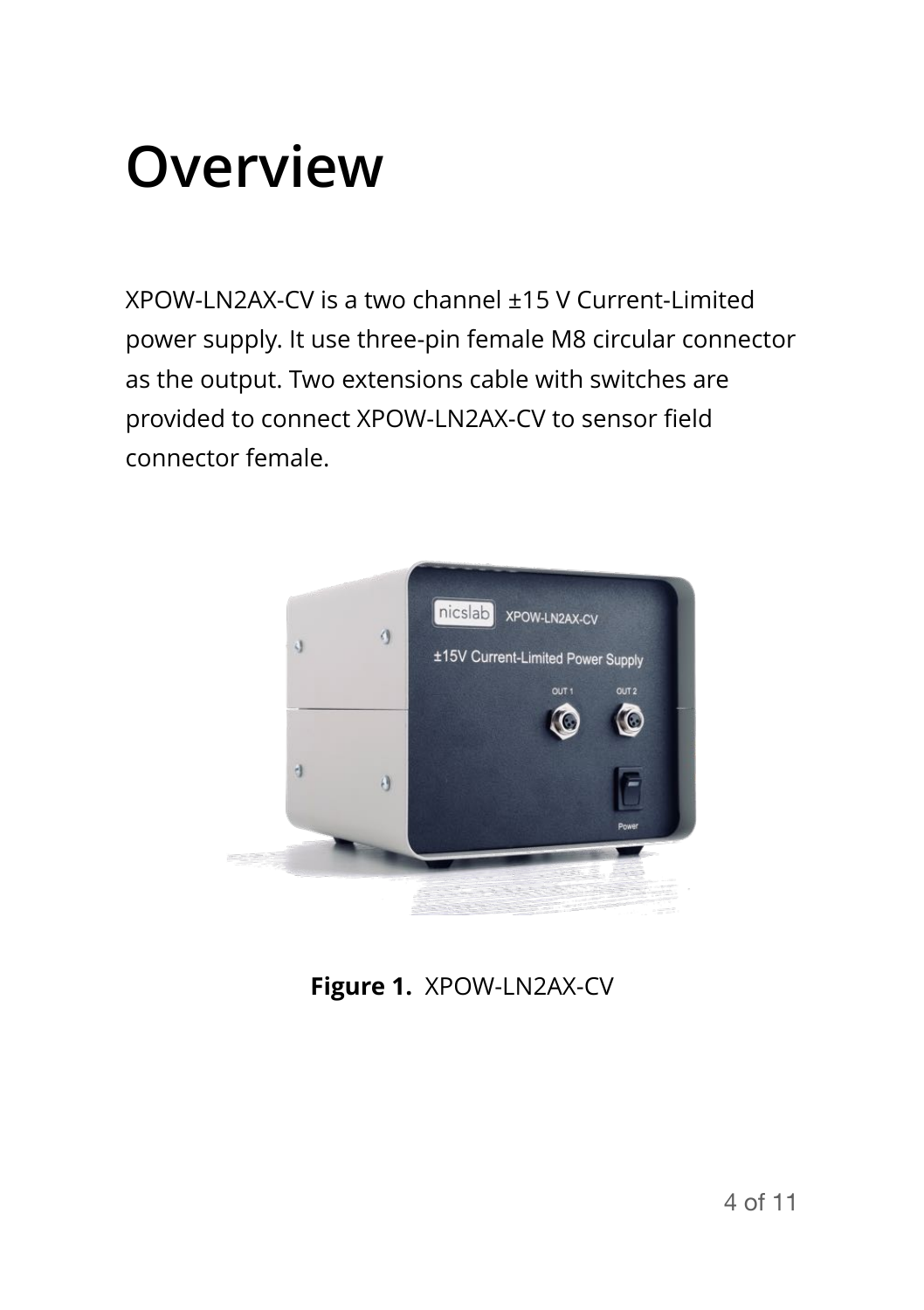# Overview

XPOW-LN2AX-CV is a two channel ±15 V Current-Limited power supply. It use three-pin female M8 circular connector as the output. Two extensions cable with switches are provided to connect XPOW-LN2AX-CV to sensor field connector female.

**Figure 1.** XPOW-LN2AX-CV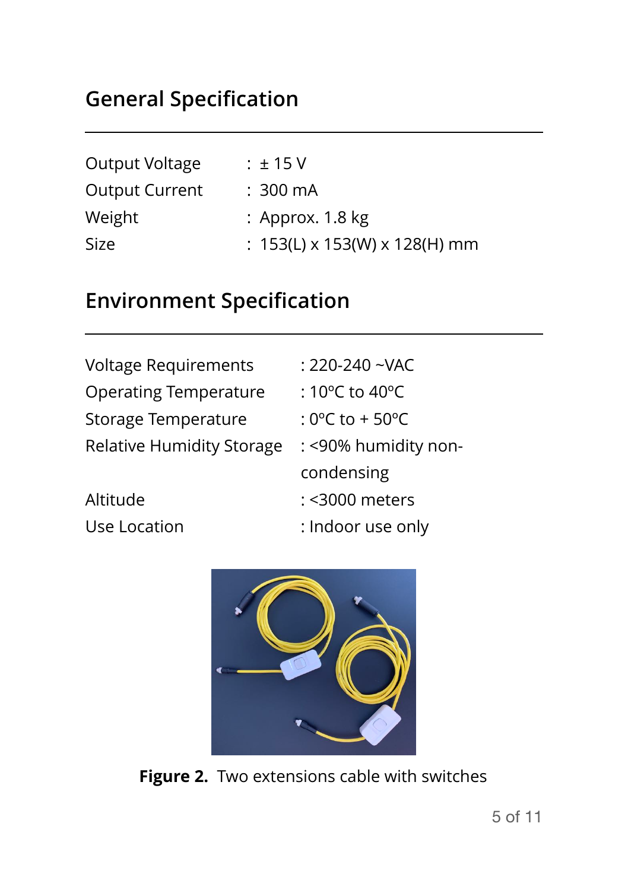## General Specification

| | |
|---|---|
| Output Voltage | : ± 15 V |
| Output Current | : 300 mA |
| Weight | : Approx. 1.8 kg |
| Size | : 153(L) x 153(W) x 128(H) mm |

## Environment Specification

| | |
|---|---|
| Voltage Requirements | : 220-240 ~VAC |
| Operating Temperature | : 10ºC to 40ºC |
| Storage Temperature | : 0ºC to + 50ºC |
| Relative Humidity Storage | : <90% humidity non-condensing |
| Altitude | : <3000 meters |
| Use Location | : Indoor use only |

**Figure 2.** Two extensions cable with switches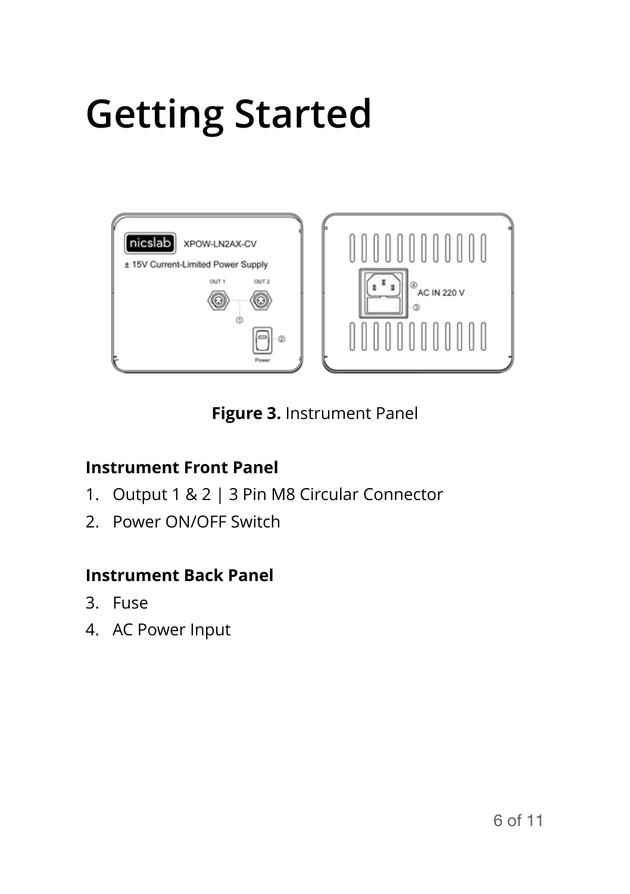# Getting Started

**Figure 3.** Instrument Panel

**Instrument Front Panel**

1. Output 1 & 2 | 3 Pin M8 Circular Connector
2. Power ON/OFF Switch

**Instrument Back Panel**

3. Fuse
4. AC Power Input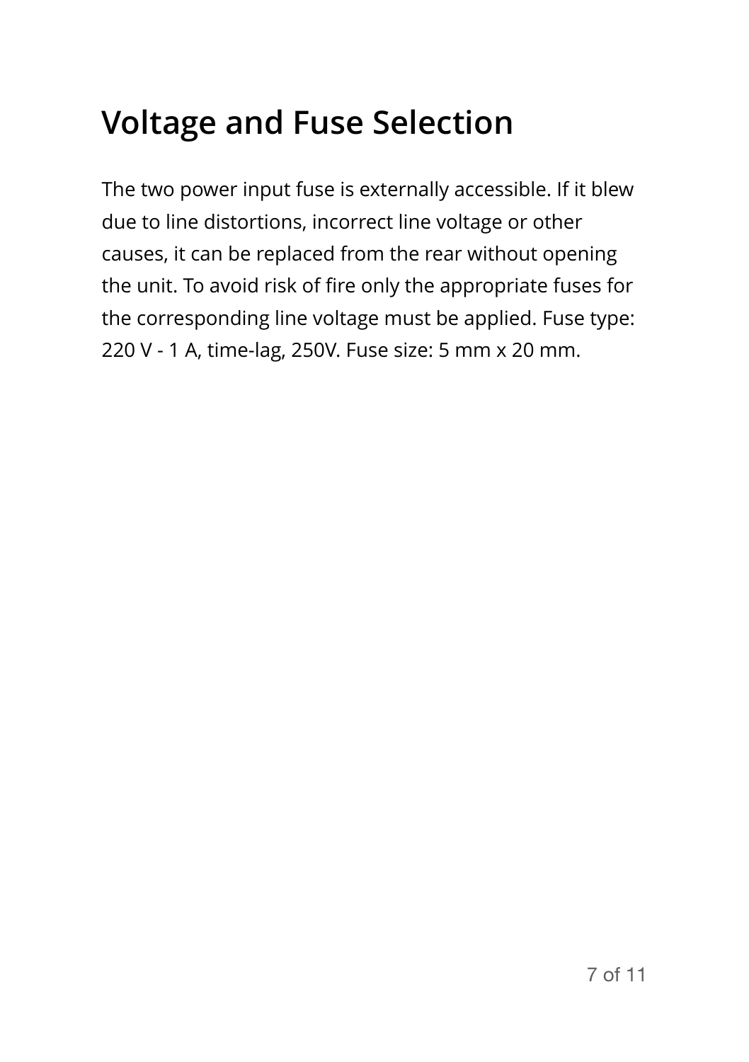# Voltage and Fuse Selection

The two power input fuse is externally accessible. If it blew due to line distortions, incorrect line voltage or other causes, it can be replaced from the rear without opening the unit. To avoid risk of fire only the appropriate fuses for the corresponding line voltage must be applied. Fuse type: 220 V - 1 A, time-lag, 250V. Fuse size: 5 mm x 20 mm.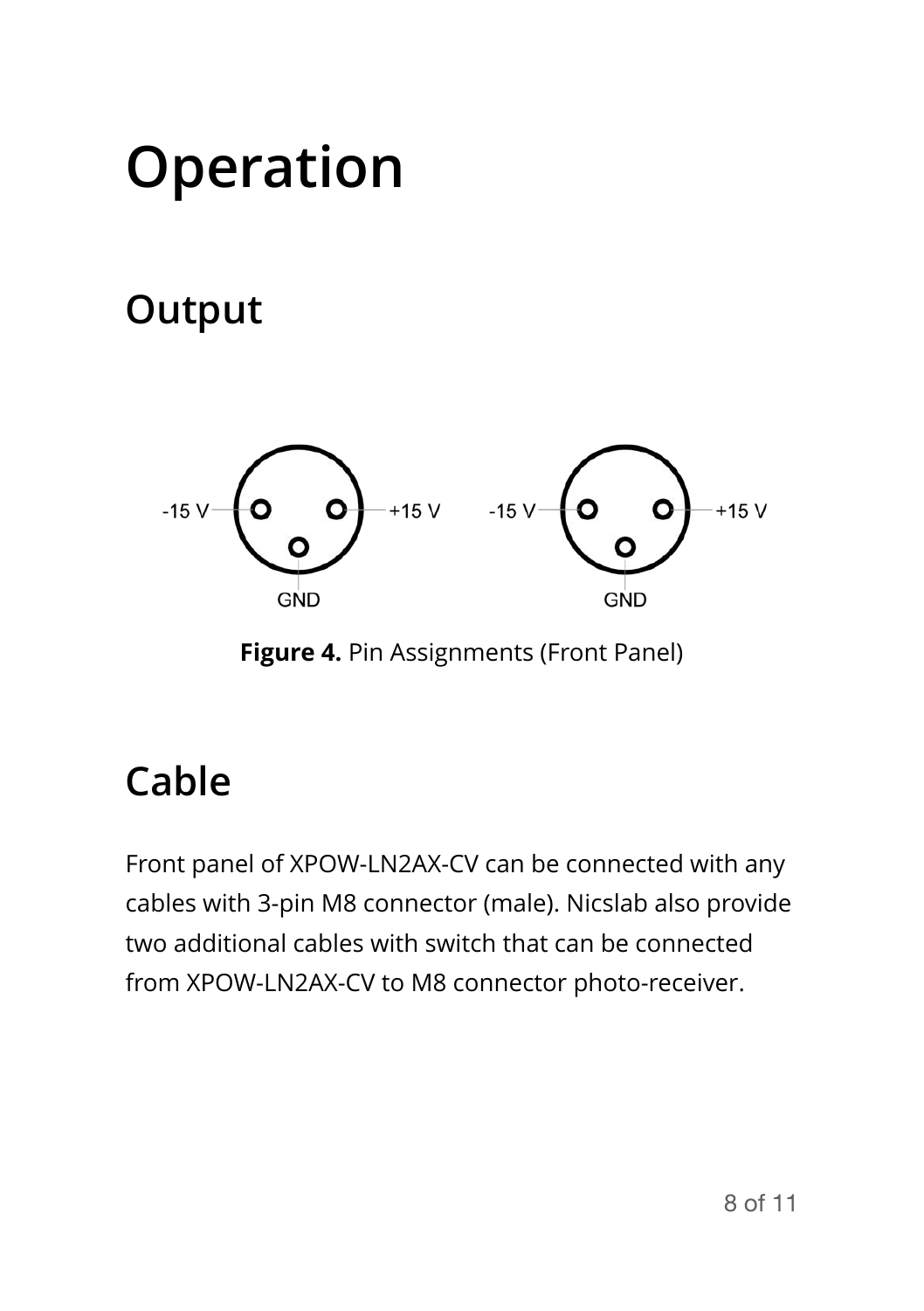# Operation

## Output

-15 V | +15 V | GND

-15 V | +15 V | GND

**Figure 4.** Pin Assignments (Front Panel)

## Cable

Front panel of XPOW-LN2AX-CV can be connected with any cables with 3-pin M8 connector (male). Nicslab also provide two additional cables with switch that can be connected from XPOW-LN2AX-CV to M8 connector photo-receiver.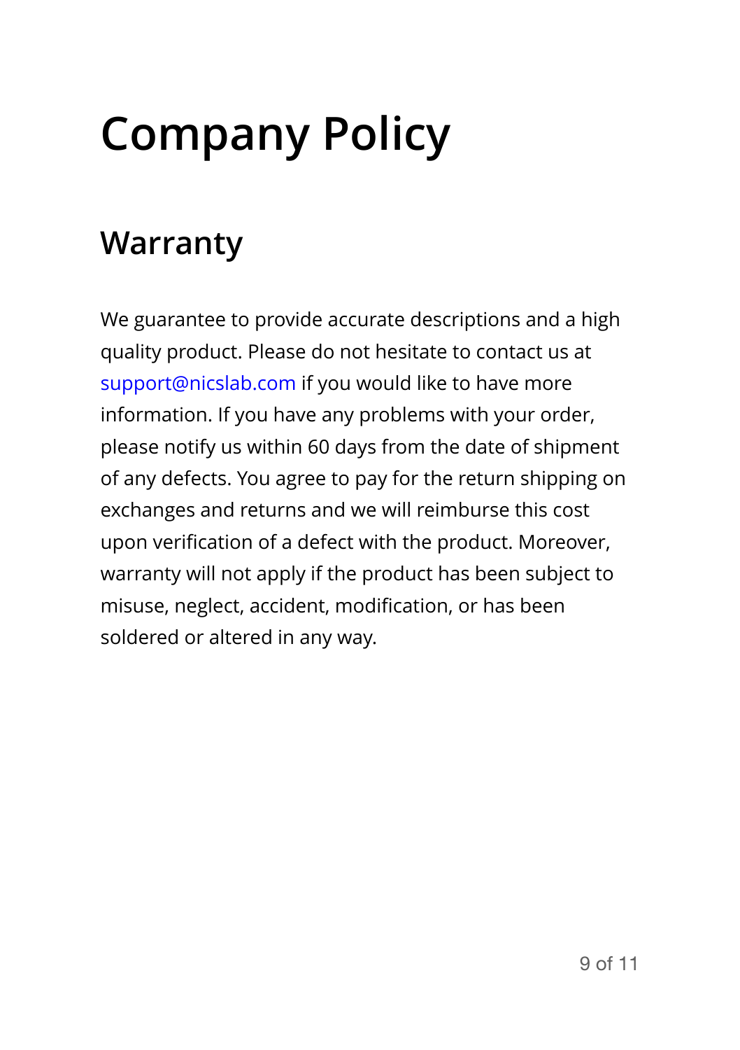# Company Policy

## Warranty

We guarantee to provide accurate descriptions and a high quality product. Please do not hesitate to contact us at support@nicslab.com if you would like to have more information. If you have any problems with your order, please notify us within 60 days from the date of shipment of any defects. You agree to pay for the return shipping on exchanges and returns and we will reimburse this cost upon verification of a defect with the product. Moreover, warranty will not apply if the product has been subject to misuse, neglect, accident, modification, or has been soldered or altered in any way.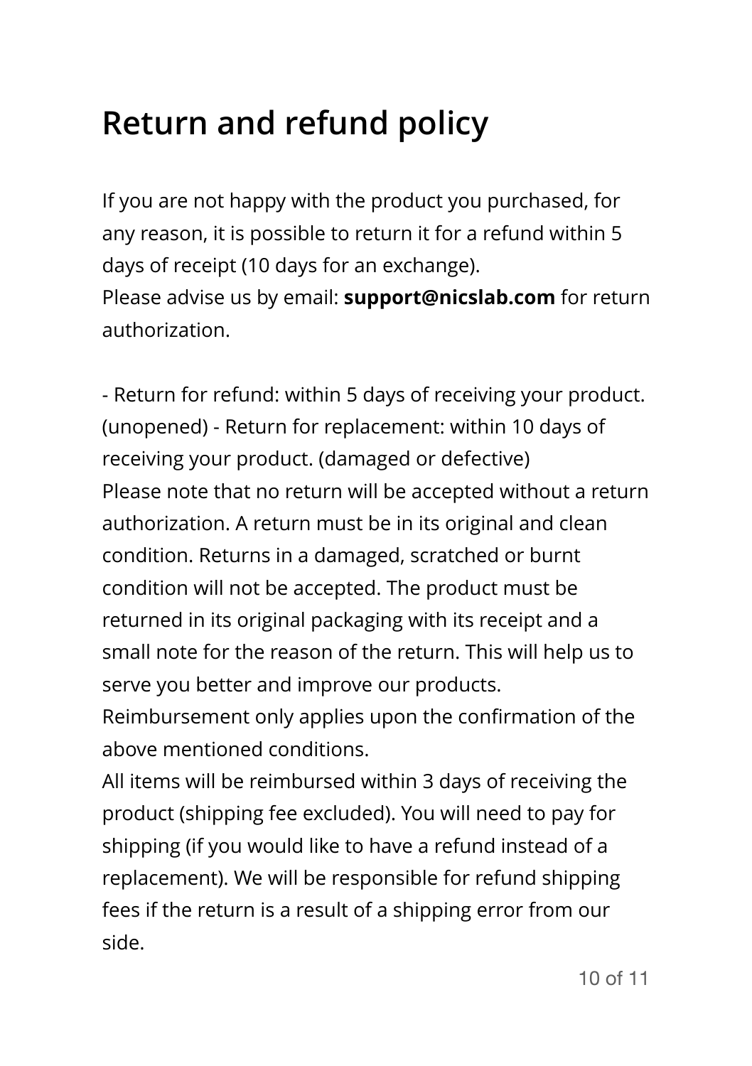# Return and refund policy

If you are not happy with the product you purchased, for any reason, it is possible to return it for a refund within 5 days of receipt (10 days for an exchange).
Please advise us by email: **support@nicslab.com** for return authorization.

- Return for refund: within 5 days of receiving your product. (unopened) - Return for replacement: within 10 days of receiving your product. (damaged or defective)

Please note that no return will be accepted without a return authorization. A return must be in its original and clean condition. Returns in a damaged, scratched or burnt condition will not be accepted. The product must be returned in its original packaging with its receipt and a small note for the reason of the return. This will help us to serve you better and improve our products.
Reimbursement only applies upon the confirmation of the above mentioned conditions.
All items will be reimbursed within 3 days of receiving the product (shipping fee excluded). You will need to pay for shipping (if you would like to have a refund instead of a replacement). We will be responsible for refund shipping fees if the return is a result of a shipping error from our side.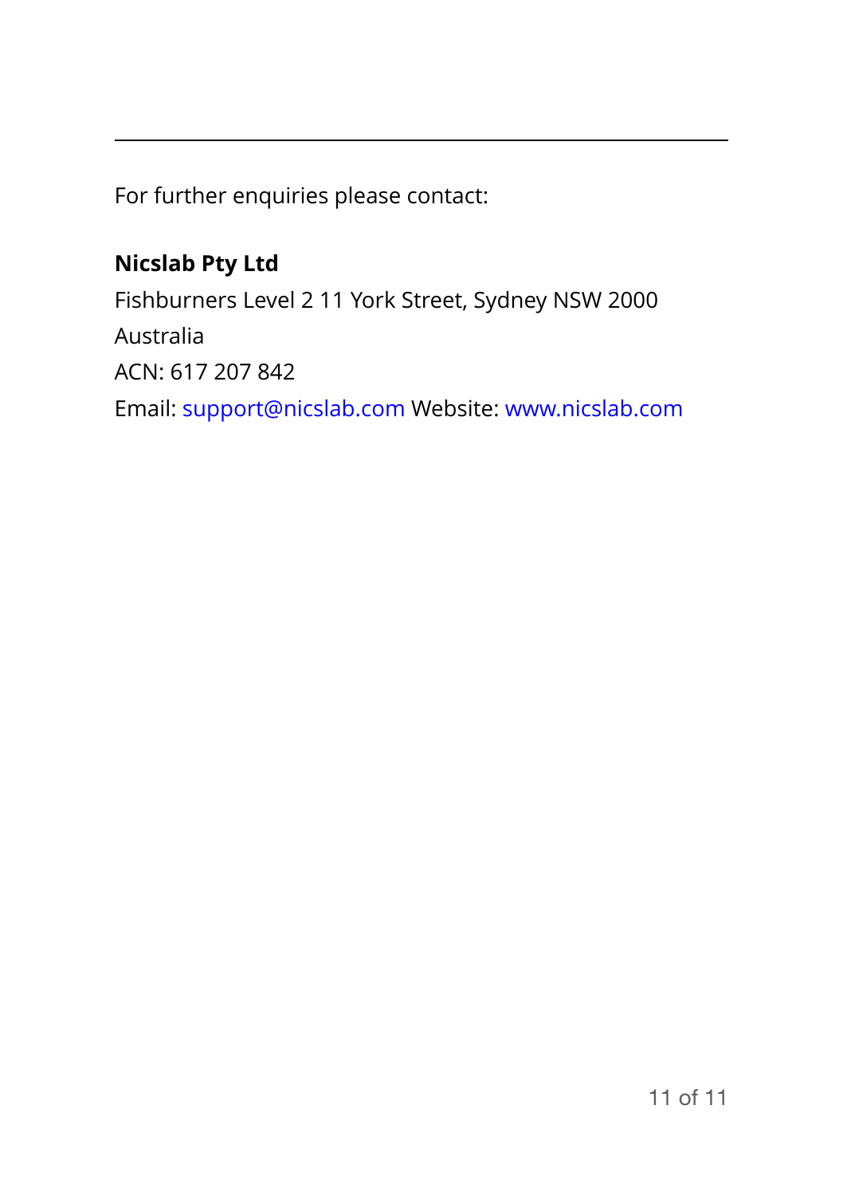---

For further enquiries please contact:

**Nicslab Pty Ltd**

Fishburners Level 2 11 York Street, Sydney NSW 2000
Australia
ACN: 617 207 842
Email: support@nicslab.com Website: www.nicslab.com